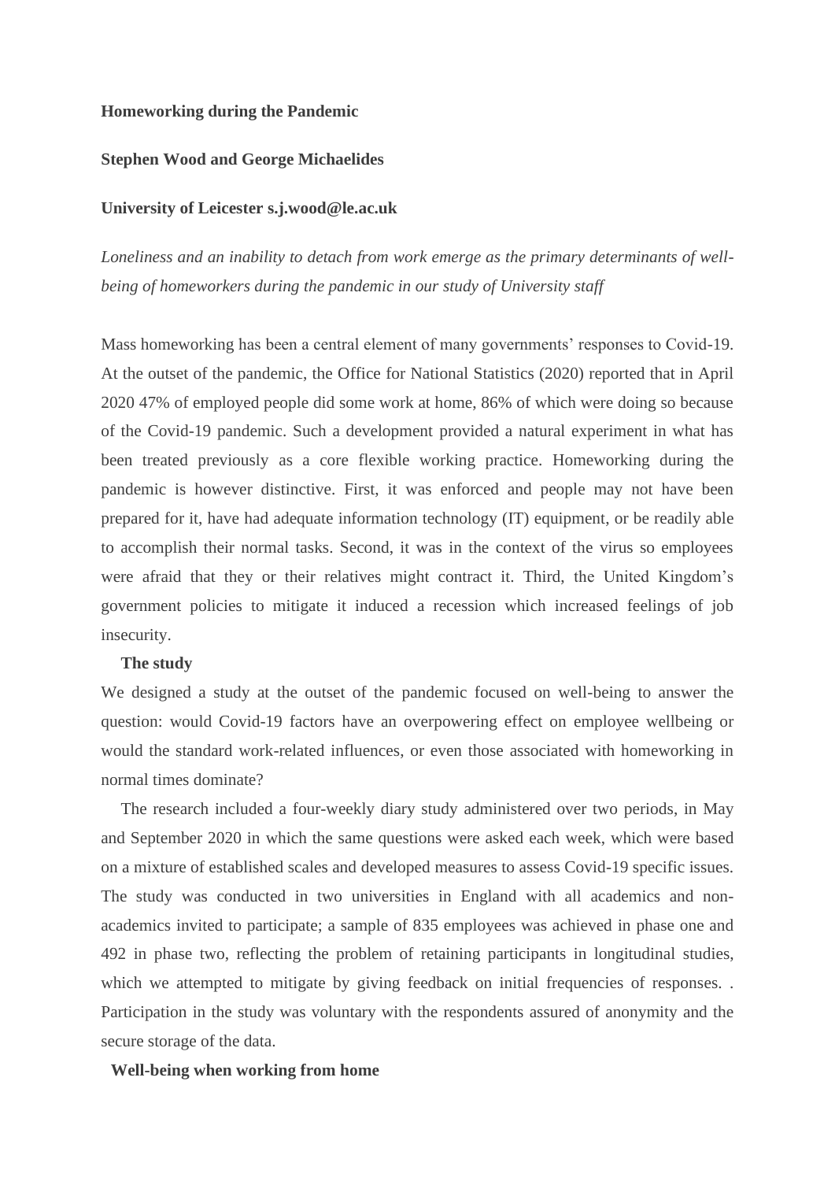**Homeworking during the Pandemic**

**Stephen Wood and George Michaelides**

**University of Leicester s.j.wood@le.ac.uk**

*Loneliness and an inability to detach from work emerge as the primary determinants of well-being of homeworkers during the pandemic in our study of University staff*

Mass homeworking has been a central element of many governments' responses to Covid-19. At the outset of the pandemic, the Office for National Statistics (2020) reported that in April 2020 47% of employed people did some work at home, 86% of which were doing so because of the Covid-19 pandemic. Such a development provided a natural experiment in what has been treated previously as a core flexible working practice. Homeworking during the pandemic is however distinctive. First, it was enforced and people may not have been prepared for it, have had adequate information technology (IT) equipment, or be readily able to accomplish their normal tasks. Second, it was in the context of the virus so employees were afraid that they or their relatives might contract it. Third, the United Kingdom's government policies to mitigate it induced a recession which increased feelings of job insecurity.

**The study**

We designed a study at the outset of the pandemic focused on well-being to answer the question: would Covid-19 factors have an overpowering effect on employee wellbeing or would the standard work-related influences, or even those associated with homeworking in normal times dominate?

The research included a four-weekly diary study administered over two periods, in May and September 2020 in which the same questions were asked each week, which were based on a mixture of established scales and developed measures to assess Covid-19 specific issues. The study was conducted in two universities in England with all academics and non-academics invited to participate; a sample of 835 employees was achieved in phase one and 492 in phase two, reflecting the problem of retaining participants in longitudinal studies, which we attempted to mitigate by giving feedback on initial frequencies of responses. . Participation in the study was voluntary with the respondents assured of anonymity and the secure storage of the data.

**Well-being when working from home**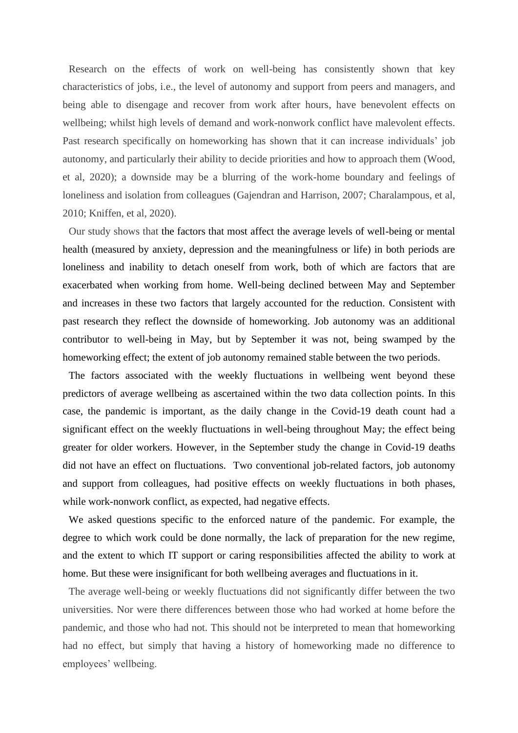Research on the effects of work on well-being has consistently shown that key characteristics of jobs, i.e., the level of autonomy and support from peers and managers, and being able to disengage and recover from work after hours, have benevolent effects on wellbeing; whilst high levels of demand and work-nonwork conflict have malevolent effects. Past research specifically on homeworking has shown that it can increase individuals' job autonomy, and particularly their ability to decide priorities and how to approach them (Wood, et al, 2020); a downside may be a blurring of the work-home boundary and feelings of loneliness and isolation from colleagues (Gajendran and Harrison, 2007; Charalampous, et al, 2010; Kniffen, et al, 2020).

Our study shows that the factors that most affect the average levels of well-being or mental health (measured by anxiety, depression and the meaningfulness or life) in both periods are loneliness and inability to detach oneself from work, both of which are factors that are exacerbated when working from home. Well-being declined between May and September and increases in these two factors that largely accounted for the reduction. Consistent with past research they reflect the downside of homeworking. Job autonomy was an additional contributor to well-being in May, but by September it was not, being swamped by the homeworking effect; the extent of job autonomy remained stable between the two periods.

The factors associated with the weekly fluctuations in wellbeing went beyond these predictors of average wellbeing as ascertained within the two data collection points. In this case, the pandemic is important, as the daily change in the Covid-19 death count had a significant effect on the weekly fluctuations in well-being throughout May; the effect being greater for older workers. However, in the September study the change in Covid-19 deaths did not have an effect on fluctuations. Two conventional job-related factors, job autonomy and support from colleagues, had positive effects on weekly fluctuations in both phases, while work-nonwork conflict, as expected, had negative effects.

We asked questions specific to the enforced nature of the pandemic. For example, the degree to which work could be done normally, the lack of preparation for the new regime, and the extent to which IT support or caring responsibilities affected the ability to work at home. But these were insignificant for both wellbeing averages and fluctuations in it.

The average well-being or weekly fluctuations did not significantly differ between the two universities. Nor were there differences between those who had worked at home before the pandemic, and those who had not. This should not be interpreted to mean that homeworking had no effect, but simply that having a history of homeworking made no difference to employees' wellbeing.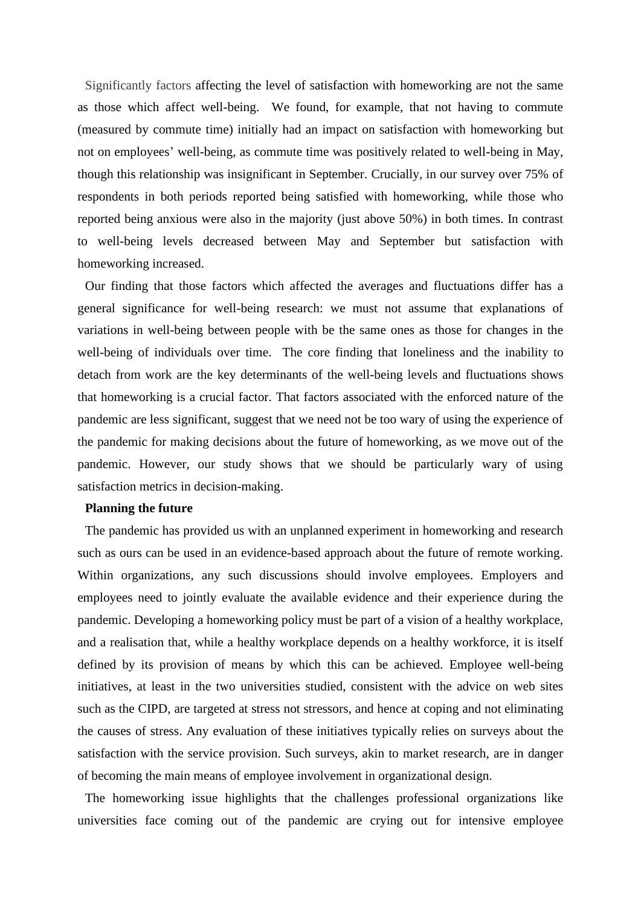Significantly factors affecting the level of satisfaction with homeworking are not the same as those which affect well-being. We found, for example, that not having to commute (measured by commute time) initially had an impact on satisfaction with homeworking but not on employees' well-being, as commute time was positively related to well-being in May, though this relationship was insignificant in September. Crucially, in our survey over 75% of respondents in both periods reported being satisfied with homeworking, while those who reported being anxious were also in the majority (just above 50%) in both times. In contrast to well-being levels decreased between May and September but satisfaction with homeworking increased.

Our finding that those factors which affected the averages and fluctuations differ has a general significance for well-being research: we must not assume that explanations of variations in well-being between people with be the same ones as those for changes in the well-being of individuals over time. The core finding that loneliness and the inability to detach from work are the key determinants of the well-being levels and fluctuations shows that homeworking is a crucial factor. That factors associated with the enforced nature of the pandemic are less significant, suggest that we need not be too wary of using the experience of the pandemic for making decisions about the future of homeworking, as we move out of the pandemic. However, our study shows that we should be particularly wary of using satisfaction metrics in decision-making.

**Planning the future**

The pandemic has provided us with an unplanned experiment in homeworking and research such as ours can be used in an evidence-based approach about the future of remote working. Within organizations, any such discussions should involve employees. Employers and employees need to jointly evaluate the available evidence and their experience during the pandemic. Developing a homeworking policy must be part of a vision of a healthy workplace, and a realisation that, while a healthy workplace depends on a healthy workforce, it is itself defined by its provision of means by which this can be achieved. Employee well-being initiatives, at least in the two universities studied, consistent with the advice on web sites such as the CIPD, are targeted at stress not stressors, and hence at coping and not eliminating the causes of stress. Any evaluation of these initiatives typically relies on surveys about the satisfaction with the service provision. Such surveys, akin to market research, are in danger of becoming the main means of employee involvement in organizational design.

The homeworking issue highlights that the challenges professional organizations like universities face coming out of the pandemic are crying out for intensive employee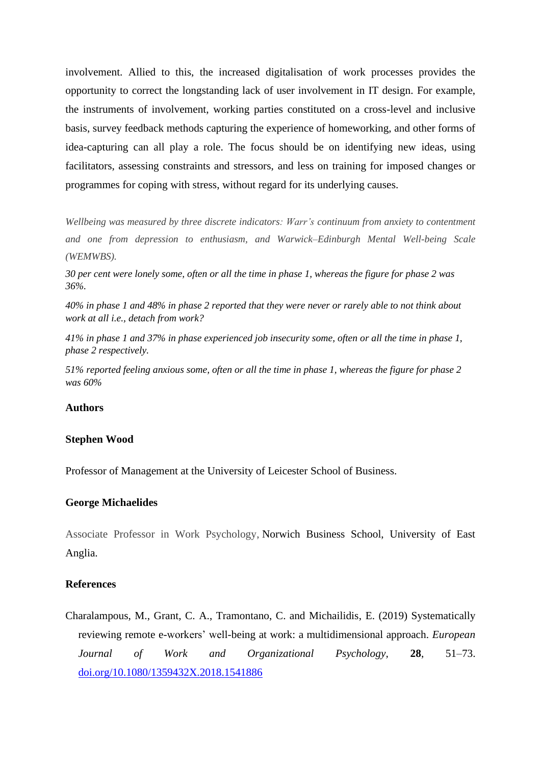involvement. Allied to this, the increased digitalisation of work processes provides the opportunity to correct the longstanding lack of user involvement in IT design. For example, the instruments of involvement, working parties constituted on a cross-level and inclusive basis, survey feedback methods capturing the experience of homeworking, and other forms of idea-capturing can all play a role. The focus should be on identifying new ideas, using facilitators, assessing constraints and stressors, and less on training for imposed changes or programmes for coping with stress, without regard for its underlying causes.

*Wellbeing was measured by three discrete indicators: Warr's continuum from anxiety to contentment and one from depression to enthusiasm, and Warwick–Edinburgh Mental Well-being Scale (WEMWBS).*

*30 per cent were lonely some, often or all the time in phase 1, whereas the figure for phase 2 was 36%.*

*40% in phase 1 and 48% in phase 2 reported that they were never or rarely able to not think about work at all i.e., detach from work?*

*41% in phase 1 and 37% in phase experienced job insecurity some, often or all the time in phase 1, phase 2 respectively.*

*51% reported feeling anxious some, often or all the time in phase 1, whereas the figure for phase 2 was 60%*

## Authors

**Stephen Wood**

Professor of Management at the University of Leicester School of Business.

**George Michaelides**

Associate Professor in Work Psychology, Norwich Business School, University of East Anglia.

## References

Charalampous, M., Grant, C. A., Tramontano, C. and Michailidis, E. (2019) Systematically reviewing remote e-workers' well-being at work: a multidimensional approach. *European Journal of Work and Organizational Psychology*, **28**, 51–73. doi.org/10.1080/1359432X.2018.1541886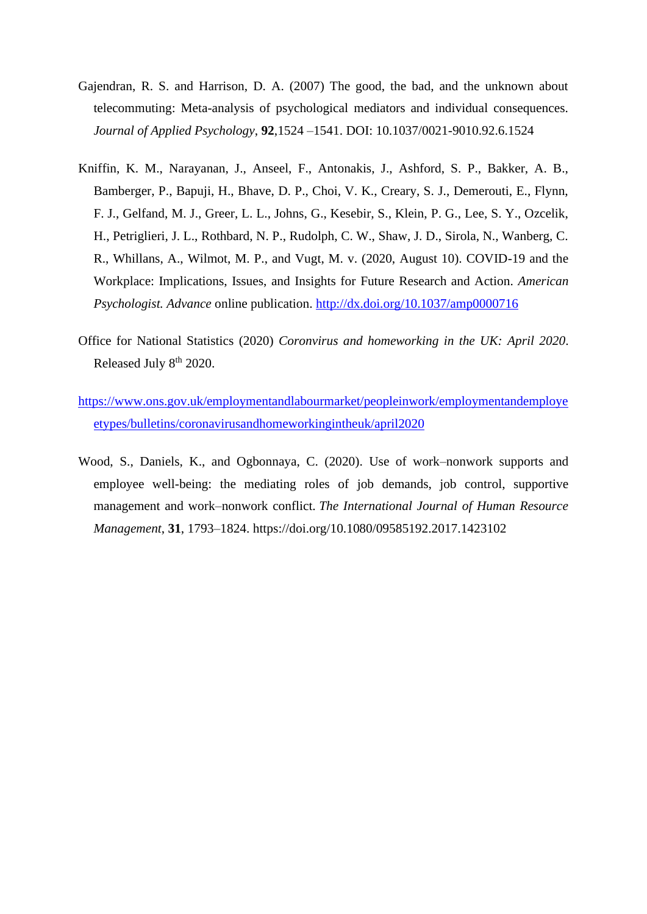Gajendran, R. S. and Harrison, D. A. (2007) The good, the bad, and the unknown about telecommuting: Meta-analysis of psychological mediators and individual consequences. *Journal of Applied Psychology*, **92**,1524 –1541. DOI: 10.1037/0021-9010.92.6.1524

Kniffin, K. M., Narayanan, J., Anseel, F., Antonakis, J., Ashford, S. P., Bakker, A. B., Bamberger, P., Bapuji, H., Bhave, D. P., Choi, V. K., Creary, S. J., Demerouti, E., Flynn, F. J., Gelfand, M. J., Greer, L. L., Johns, G., Kesebir, S., Klein, P. G., Lee, S. Y., Ozcelik, H., Petriglieri, J. L., Rothbard, N. P., Rudolph, C. W., Shaw, J. D., Sirola, N., Wanberg, C. R., Whillans, A., Wilmot, M. P., and Vugt, M. v. (2020, August 10). COVID-19 and the Workplace: Implications, Issues, and Insights for Future Research and Action. *American Psychologist. Advance* online publication. http://dx.doi.org/10.1037/amp0000716

Office for National Statistics (2020) *Coronvirus and homeworking in the UK: April 2020*. Released July 8th 2020.

https://www.ons.gov.uk/employmentandlabourmarket/peopleinwork/employmentandemployeetypes/bulletins/coronavirusandhomeworkingintheuk/april2020

Wood, S., Daniels, K., and Ogbonnaya, C. (2020). Use of work–nonwork supports and employee well-being: the mediating roles of job demands, job control, supportive management and work–nonwork conflict. *The International Journal of Human Resource Management*, **31**, 1793–1824. https://doi.org/10.1080/09585192.2017.1423102